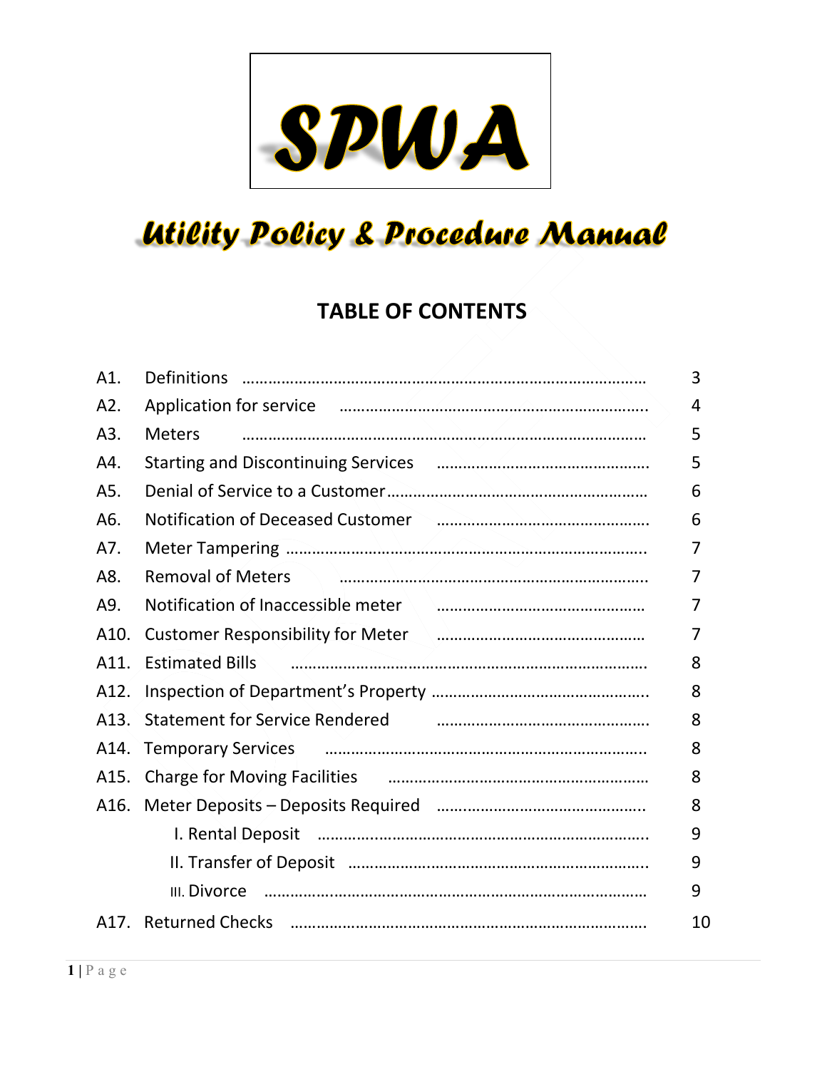# SPWA

## Utility Policy & Procedure Manual

## TABLE OF CONTENTS

| | | |
|---|---|---|
| A1. | Definitions | 3 |
| A2. | Application for service | 4 |
| A3. | Meters | 5 |
| A4. | Starting and Discontinuing Services | 5 |
| A5. | Denial of Service to a Customer | 6 |
| A6. | Notification of Deceased Customer | 6 |
| A7. | Meter Tampering | 7 |
| A8. | Removal of Meters | 7 |
| A9. | Notification of Inaccessible meter | 7 |
| A10. | Customer Responsibility for Meter | 7 |
| A11. | Estimated Bills | 8 |
| A12. | Inspection of Department's Property | 8 |
| A13. | Statement for Service Rendered | 8 |
| A14. | Temporary Services | 8 |
| A15. | Charge for Moving Facilities | 8 |
| A16. | Meter Deposits – Deposits Required | 8 |
| | I. Rental Deposit | 9 |
| | II. Transfer of Deposit | 9 |
| | III. Divorce | 9 |
| A17. | Returned Checks | 10 |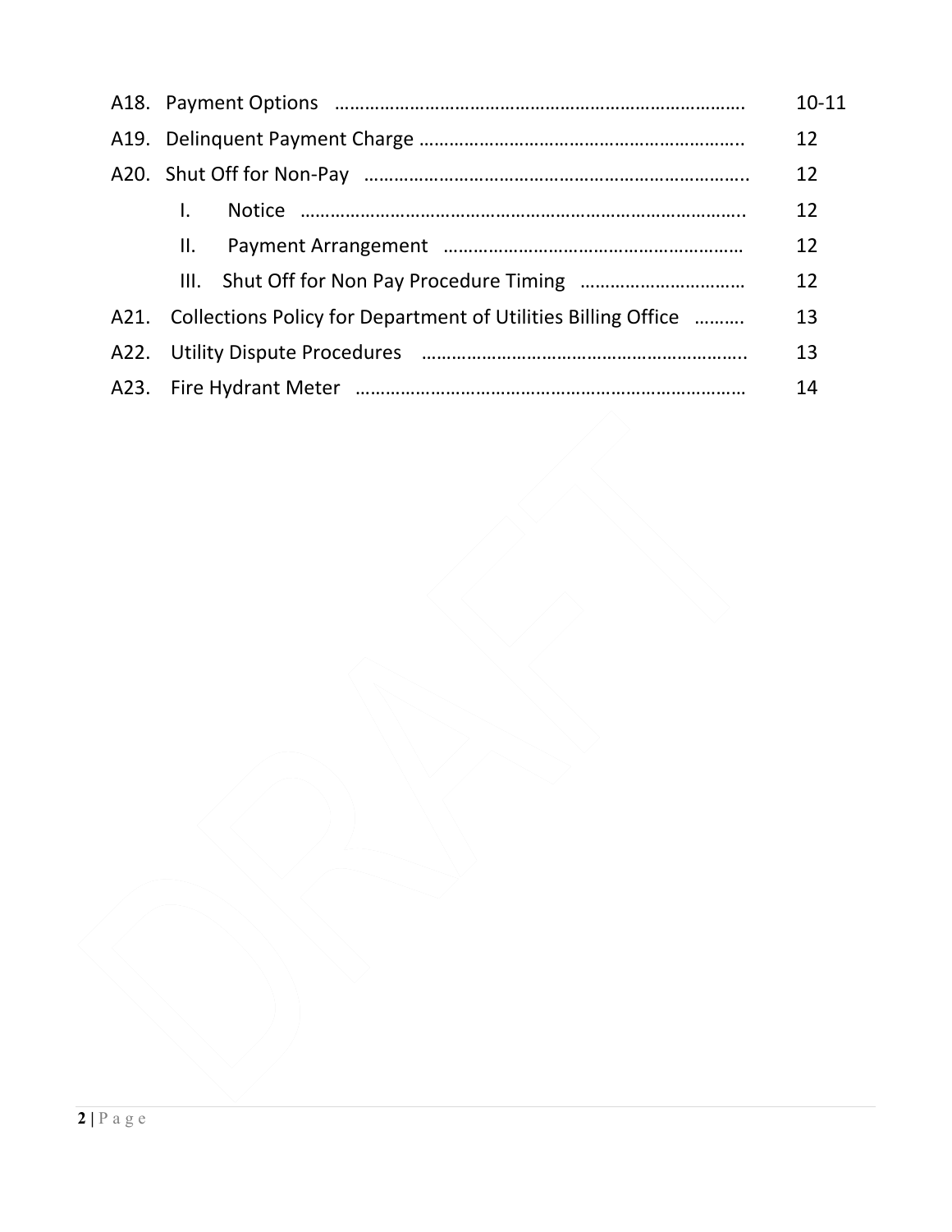| | | |
|---|---|---|
| A18. | Payment Options | 10-11 |
| A19. | Delinquent Payment Charge | 12 |
| A20. | Shut Off for Non-Pay | 12 |
| | I. Notice | 12 |
| | II. Payment Arrangement | 12 |
| | III. Shut Off for Non Pay Procedure Timing | 12 |
| A21. | Collections Policy for Department of Utilities Billing Office | 13 |
| A22. | Utility Dispute Procedures | 13 |
| A23. | Fire Hydrant Meter | 14 |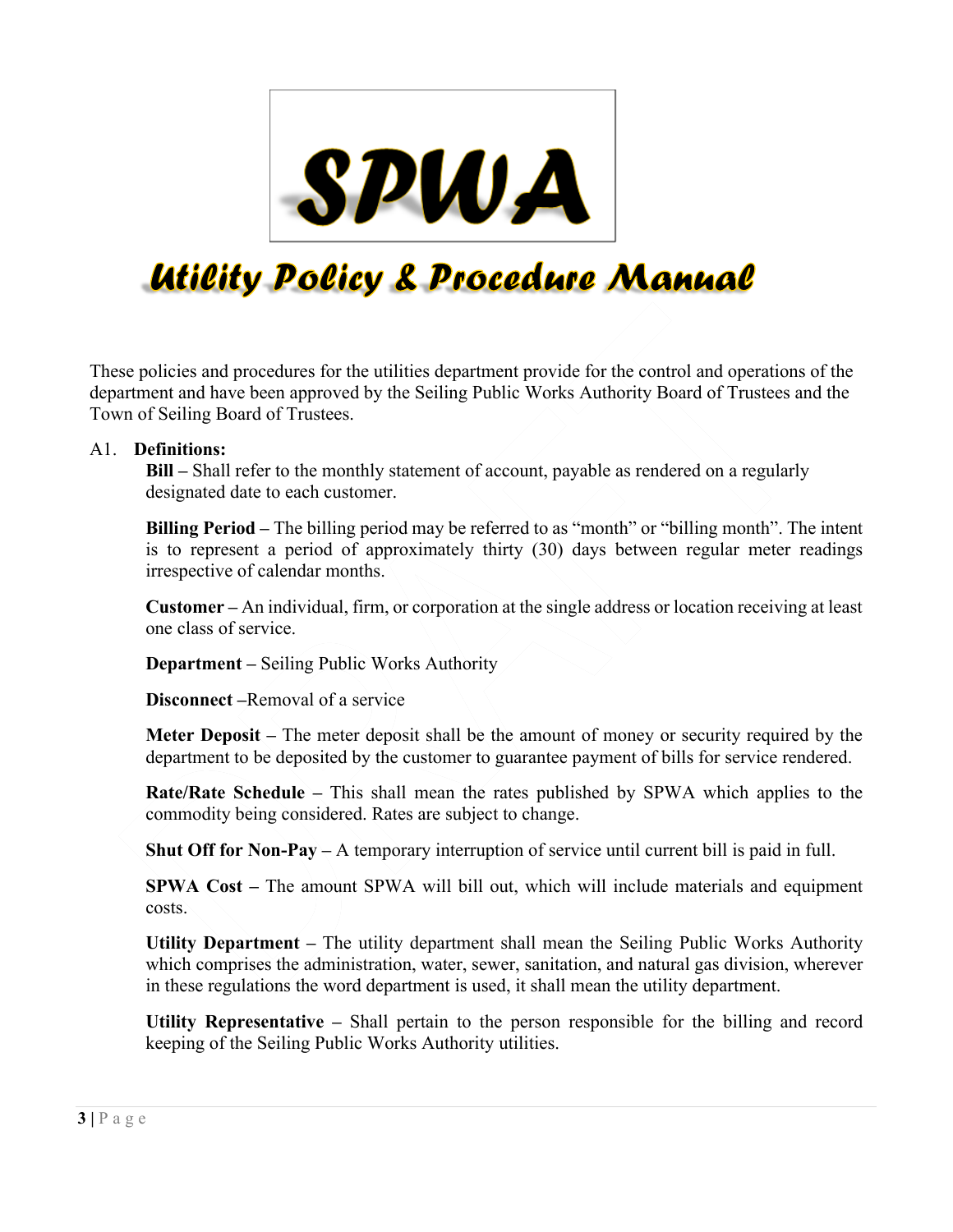# SPWA

## Utility Policy & Procedure Manual

These policies and procedures for the utilities department provide for the control and operations of the department and have been approved by the Seiling Public Works Authority Board of Trustees and the Town of Seiling Board of Trustees.

A1. **Definitions:**

**Bill –** Shall refer to the monthly statement of account, payable as rendered on a regularly designated date to each customer.

**Billing Period –** The billing period may be referred to as "month" or "billing month". The intent is to represent a period of approximately thirty (30) days between regular meter readings irrespective of calendar months.

**Customer –** An individual, firm, or corporation at the single address or location receiving at least one class of service.

**Department –** Seiling Public Works Authority

**Disconnect –**Removal of a service

**Meter Deposit –** The meter deposit shall be the amount of money or security required by the department to be deposited by the customer to guarantee payment of bills for service rendered.

**Rate/Rate Schedule –** This shall mean the rates published by SPWA which applies to the commodity being considered. Rates are subject to change.

**Shut Off for Non-Pay –** A temporary interruption of service until current bill is paid in full.

**SPWA Cost –** The amount SPWA will bill out, which will include materials and equipment costs.

**Utility Department –** The utility department shall mean the Seiling Public Works Authority which comprises the administration, water, sewer, sanitation, and natural gas division, wherever in these regulations the word department is used, it shall mean the utility department.

**Utility Representative –** Shall pertain to the person responsible for the billing and record keeping of the Seiling Public Works Authority utilities.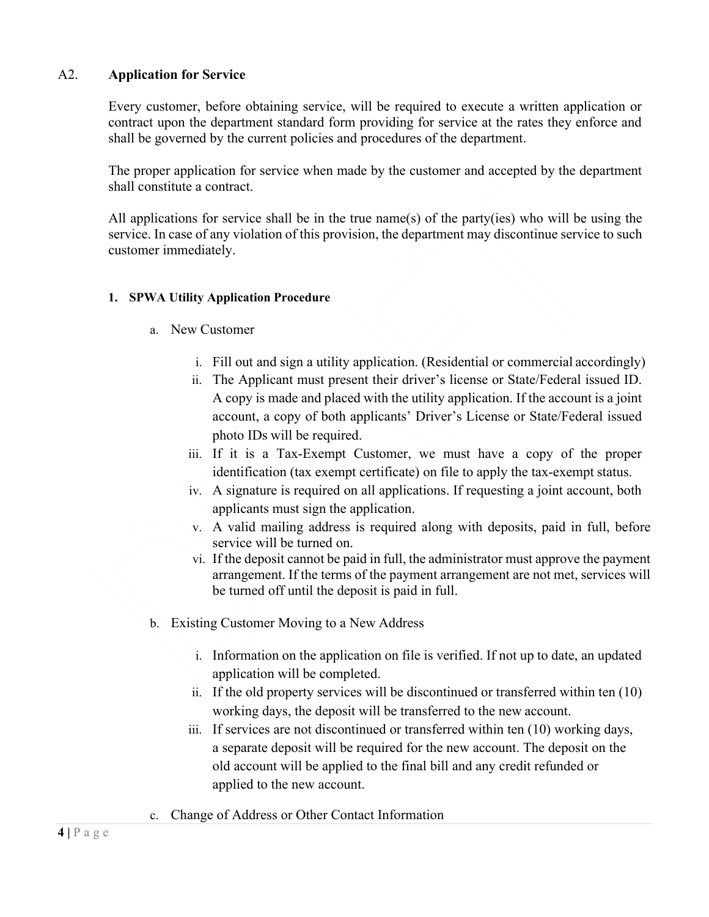## A2. **Application for Service**

Every customer, before obtaining service, will be required to execute a written application or contract upon the department standard form providing for service at the rates they enforce and shall be governed by the current policies and procedures of the department.

The proper application for service when made by the customer and accepted by the department shall constitute a contract.

All applications for service shall be in the true name(s) of the party(ies) who will be using the service. In case of any violation of this provision, the department may discontinue service to such customer immediately.

### 1. SPWA Utility Application Procedure

a. New Customer

   i. Fill out and sign a utility application. (Residential or commercial accordingly)
   ii. The Applicant must present their driver's license or State/Federal issued ID. A copy is made and placed with the utility application. If the account is a joint account, a copy of both applicants' Driver's License or State/Federal issued photo IDs will be required.
   iii. If it is a Tax-Exempt Customer, we must have a copy of the proper identification (tax exempt certificate) on file to apply the tax-exempt status.
   iv. A signature is required on all applications. If requesting a joint account, both applicants must sign the application.
   v. A valid mailing address is required along with deposits, paid in full, before service will be turned on.
   vi. If the deposit cannot be paid in full, the administrator must approve the payment arrangement. If the terms of the payment arrangement are not met, services will be turned off until the deposit is paid in full.

b. Existing Customer Moving to a New Address

   i. Information on the application on file is verified. If not up to date, an updated application will be completed.
   ii. If the old property services will be discontinued or transferred within ten (10) working days, the deposit will be transferred to the new account.
   iii. If services are not discontinued or transferred within ten (10) working days, a separate deposit will be required for the new account. The deposit on the old account will be applied to the final bill and any credit refunded or applied to the new account.

c. Change of Address or Other Contact Information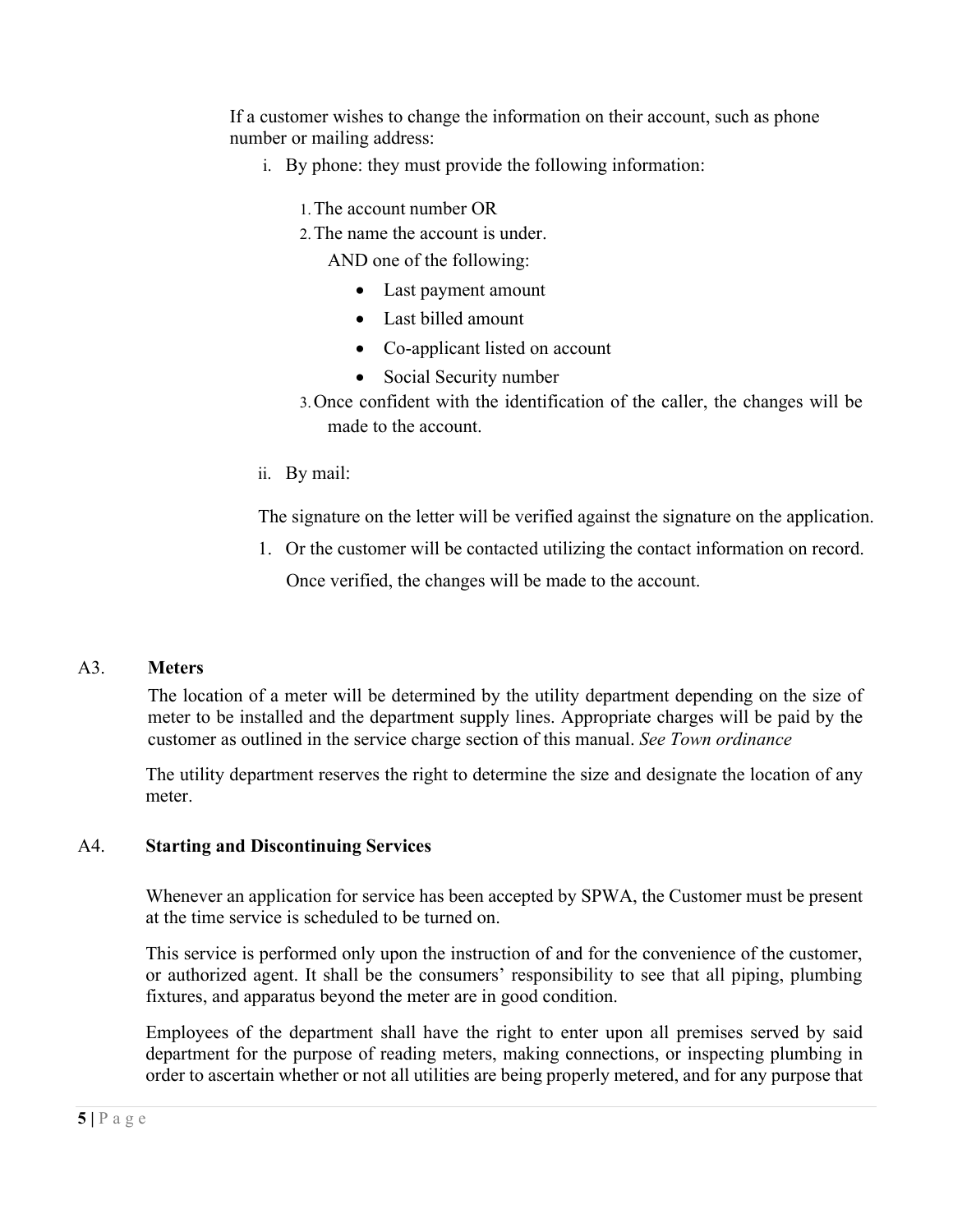If a customer wishes to change the information on their account, such as phone number or mailing address:

i. By phone: they must provide the following information:

   1. The account number OR
   2. The name the account is under.

      AND one of the following:

      - Last payment amount
      - Last billed amount
      - Co-applicant listed on account
      - Social Security number

   3. Once confident with the identification of the caller, the changes will be made to the account.

ii. By mail:

   The signature on the letter will be verified against the signature on the application.

   1. Or the customer will be contacted utilizing the contact information on record.

      Once verified, the changes will be made to the account.

## A3. Meters

The location of a meter will be determined by the utility department depending on the size of meter to be installed and the department supply lines. Appropriate charges will be paid by the customer as outlined in the service charge section of this manual. *See Town ordinance*

The utility department reserves the right to determine the size and designate the location of any meter.

## A4. Starting and Discontinuing Services

Whenever an application for service has been accepted by SPWA, the Customer must be present at the time service is scheduled to be turned on.

This service is performed only upon the instruction of and for the convenience of the customer, or authorized agent. It shall be the consumers' responsibility to see that all piping, plumbing fixtures, and apparatus beyond the meter are in good condition.

Employees of the department shall have the right to enter upon all premises served by said department for the purpose of reading meters, making connections, or inspecting plumbing in order to ascertain whether or not all utilities are being properly metered, and for any purpose that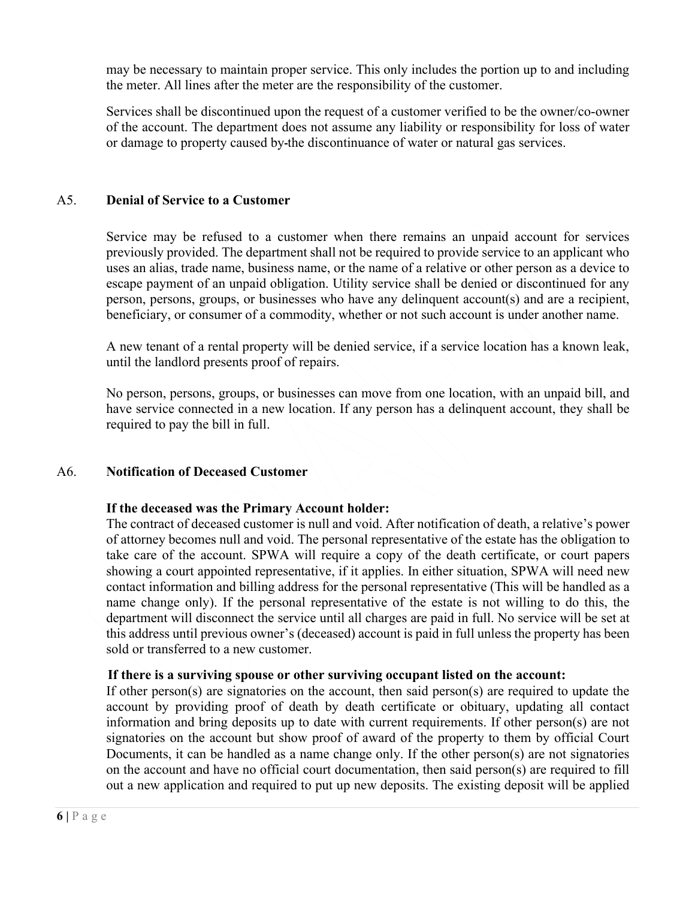may be necessary to maintain proper service. This only includes the portion up to and including the meter. All lines after the meter are the responsibility of the customer.

Services shall be discontinued upon the request of a customer verified to be the owner/co-owner of the account. The department does not assume any liability or responsibility for loss of water or damage to property caused by-the discontinuance of water or natural gas services.

## A5. Denial of Service to a Customer

Service may be refused to a customer when there remains an unpaid account for services previously provided. The department shall not be required to provide service to an applicant who uses an alias, trade name, business name, or the name of a relative or other person as a device to escape payment of an unpaid obligation. Utility service shall be denied or discontinued for any person, persons, groups, or businesses who have any delinquent account(s) and are a recipient, beneficiary, or consumer of a commodity, whether or not such account is under another name.

A new tenant of a rental property will be denied service, if a service location has a known leak, until the landlord presents proof of repairs.

No person, persons, groups, or businesses can move from one location, with an unpaid bill, and have service connected in a new location. If any person has a delinquent account, they shall be required to pay the bill in full.

## A6. Notification of Deceased Customer

**If the deceased was the Primary Account holder:**
The contract of deceased customer is null and void. After notification of death, a relative's power of attorney becomes null and void. The personal representative of the estate has the obligation to take care of the account. SPWA will require a copy of the death certificate, or court papers showing a court appointed representative, if it applies. In either situation, SPWA will need new contact information and billing address for the personal representative (This will be handled as a name change only). If the personal representative of the estate is not willing to do this, the department will disconnect the service until all charges are paid in full. No service will be set at this address until previous owner's (deceased) account is paid in full unless the property has been sold or transferred to a new customer.

**If there is a surviving spouse or other surviving occupant listed on the account:**
If other person(s) are signatories on the account, then said person(s) are required to update the account by providing proof of death by death certificate or obituary, updating all contact information and bring deposits up to date with current requirements. If other person(s) are not signatories on the account but show proof of award of the property to them by official Court Documents, it can be handled as a name change only. If the other person(s) are not signatories on the account and have no official court documentation, then said person(s) are required to fill out a new application and required to put up new deposits. The existing deposit will be applied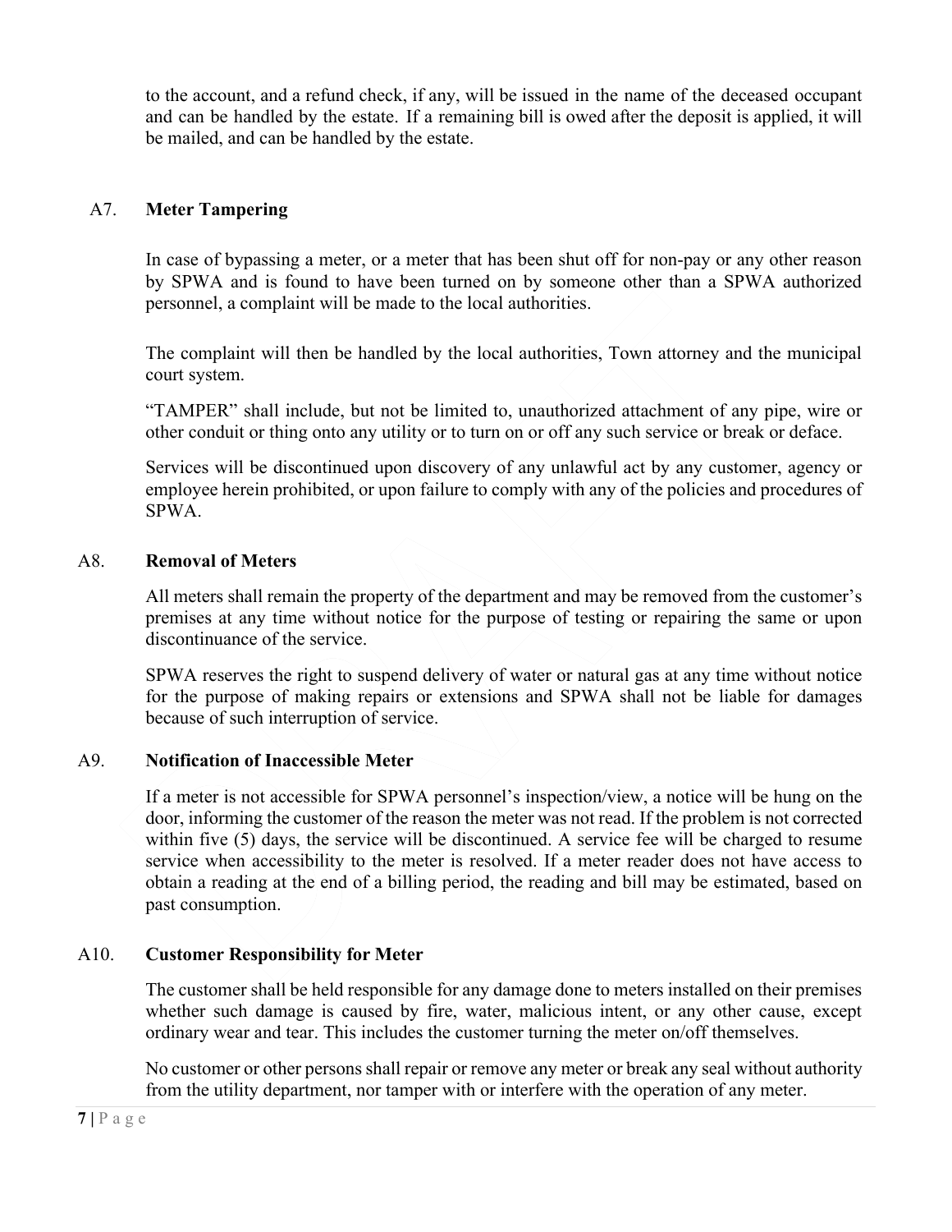to the account, and a refund check, if any, will be issued in the name of the deceased occupant and can be handled by the estate. If a remaining bill is owed after the deposit is applied, it will be mailed, and can be handled by the estate.

### A7. Meter Tampering

In case of bypassing a meter, or a meter that has been shut off for non-pay or any other reason by SPWA and is found to have been turned on by someone other than a SPWA authorized personnel, a complaint will be made to the local authorities.

The complaint will then be handled by the local authorities, Town attorney and the municipal court system.

"TAMPER" shall include, but not be limited to, unauthorized attachment of any pipe, wire or other conduit or thing onto any utility or to turn on or off any such service or break or deface.

Services will be discontinued upon discovery of any unlawful act by any customer, agency or employee herein prohibited, or upon failure to comply with any of the policies and procedures of SPWA.

### A8. Removal of Meters

All meters shall remain the property of the department and may be removed from the customer's premises at any time without notice for the purpose of testing or repairing the same or upon discontinuance of the service.

SPWA reserves the right to suspend delivery of water or natural gas at any time without notice for the purpose of making repairs or extensions and SPWA shall not be liable for damages because of such interruption of service.

### A9. Notification of Inaccessible Meter

If a meter is not accessible for SPWA personnel's inspection/view, a notice will be hung on the door, informing the customer of the reason the meter was not read. If the problem is not corrected within five (5) days, the service will be discontinued. A service fee will be charged to resume service when accessibility to the meter is resolved. If a meter reader does not have access to obtain a reading at the end of a billing period, the reading and bill may be estimated, based on past consumption.

### A10. Customer Responsibility for Meter

The customer shall be held responsible for any damage done to meters installed on their premises whether such damage is caused by fire, water, malicious intent, or any other cause, except ordinary wear and tear. This includes the customer turning the meter on/off themselves.

No customer or other persons shall repair or remove any meter or break any seal without authority from the utility department, nor tamper with or interfere with the operation of any meter.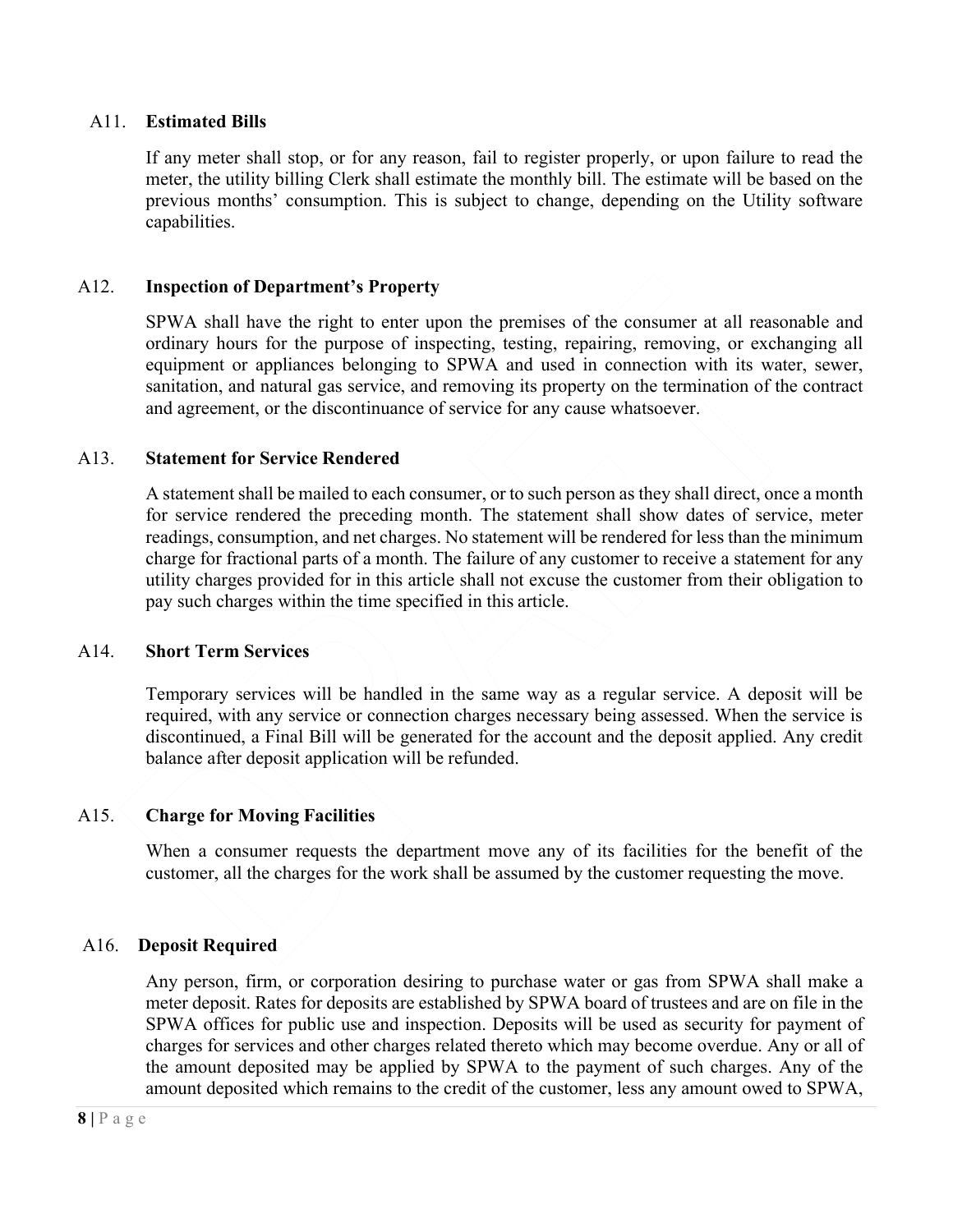### A11. Estimated Bills

If any meter shall stop, or for any reason, fail to register properly, or upon failure to read the meter, the utility billing Clerk shall estimate the monthly bill. The estimate will be based on the previous months' consumption. This is subject to change, depending on the Utility software capabilities.

### A12. Inspection of Department's Property

SPWA shall have the right to enter upon the premises of the consumer at all reasonable and ordinary hours for the purpose of inspecting, testing, repairing, removing, or exchanging all equipment or appliances belonging to SPWA and used in connection with its water, sewer, sanitation, and natural gas service, and removing its property on the termination of the contract and agreement, or the discontinuance of service for any cause whatsoever.

### A13. Statement for Service Rendered

A statement shall be mailed to each consumer, or to such person as they shall direct, once a month for service rendered the preceding month. The statement shall show dates of service, meter readings, consumption, and net charges. No statement will be rendered for less than the minimum charge for fractional parts of a month. The failure of any customer to receive a statement for any utility charges provided for in this article shall not excuse the customer from their obligation to pay such charges within the time specified in this article.

### A14. Short Term Services

Temporary services will be handled in the same way as a regular service. A deposit will be required, with any service or connection charges necessary being assessed. When the service is discontinued, a Final Bill will be generated for the account and the deposit applied. Any credit balance after deposit application will be refunded.

### A15. Charge for Moving Facilities

When a consumer requests the department move any of its facilities for the benefit of the customer, all the charges for the work shall be assumed by the customer requesting the move.

### A16. Deposit Required

Any person, firm, or corporation desiring to purchase water or gas from SPWA shall make a meter deposit. Rates for deposits are established by SPWA board of trustees and are on file in the SPWA offices for public use and inspection. Deposits will be used as security for payment of charges for services and other charges related thereto which may become overdue. Any or all of the amount deposited may be applied by SPWA to the payment of such charges. Any of the amount deposited which remains to the credit of the customer, less any amount owed to SPWA,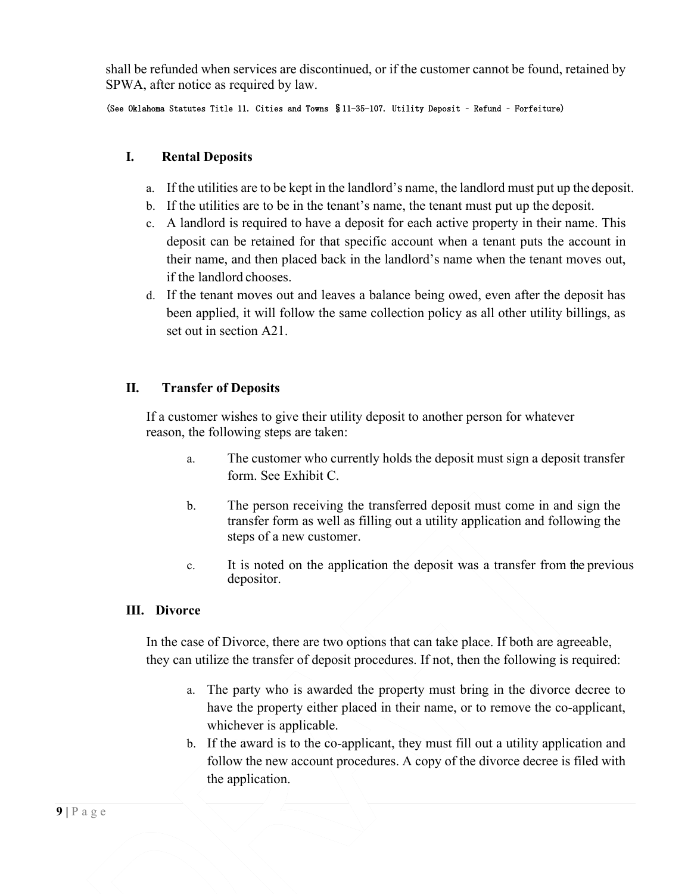shall be refunded when services are discontinued, or if the customer cannot be found, retained by SPWA, after notice as required by law.

(See Oklahoma Statutes Title 11. Cities and Towns §11-35-107. Utility Deposit – Refund – Forfeiture)

### I. Rental Deposits

a. If the utilities are to be kept in the landlord's name, the landlord must put up the deposit.
b. If the utilities are to be in the tenant's name, the tenant must put up the deposit.
c. A landlord is required to have a deposit for each active property in their name. This deposit can be retained for that specific account when a tenant puts the account in their name, and then placed back in the landlord's name when the tenant moves out, if the landlord chooses.
d. If the tenant moves out and leaves a balance being owed, even after the deposit has been applied, it will follow the same collection policy as all other utility billings, as set out in section A21.

### II. Transfer of Deposits

If a customer wishes to give their utility deposit to another person for whatever reason, the following steps are taken:

a. The customer who currently holds the deposit must sign a deposit transfer form. See Exhibit C.

b. The person receiving the transferred deposit must come in and sign the transfer form as well as filling out a utility application and following the steps of a new customer.

c. It is noted on the application the deposit was a transfer from the previous depositor.

### III. Divorce

In the case of Divorce, there are two options that can take place. If both are agreeable, they can utilize the transfer of deposit procedures. If not, then the following is required:

a. The party who is awarded the property must bring in the divorce decree to have the property either placed in their name, or to remove the co-applicant, whichever is applicable.
b. If the award is to the co-applicant, they must fill out a utility application and follow the new account procedures. A copy of the divorce decree is filed with the application.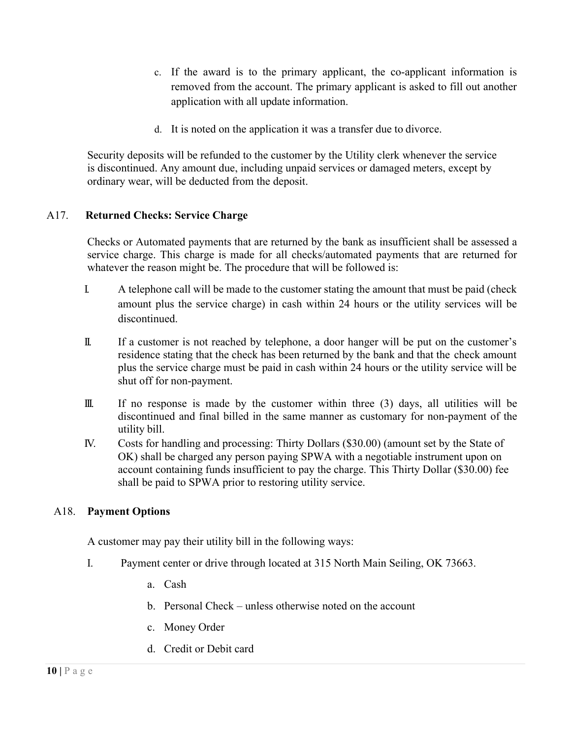c. If the award is to the primary applicant, the co-applicant information is removed from the account. The primary applicant is asked to fill out another application with all update information.

d. It is noted on the application it was a transfer due to divorce.

Security deposits will be refunded to the customer by the Utility clerk whenever the service is discontinued. Any amount due, including unpaid services or damaged meters, except by ordinary wear, will be deducted from the deposit.

## A17. **Returned Checks: Service Charge**

Checks or Automated payments that are returned by the bank as insufficient shall be assessed a service charge. This charge is made for all checks/automated payments that are returned for whatever the reason might be. The procedure that will be followed is:

I. A telephone call will be made to the customer stating the amount that must be paid (check amount plus the service charge) in cash within 24 hours or the utility services will be discontinued.

II. If a customer is not reached by telephone, a door hanger will be put on the customer's residence stating that the check has been returned by the bank and that the check amount plus the service charge must be paid in cash within 24 hours or the utility service will be shut off for non-payment.

III. If no response is made by the customer within three (3) days, all utilities will be discontinued and final billed in the same manner as customary for non-payment of the utility bill.

IV. Costs for handling and processing: Thirty Dollars ($30.00) (amount set by the State of OK) shall be charged any person paying SPWA with a negotiable instrument upon on account containing funds insufficient to pay the charge. This Thirty Dollar ($30.00) fee shall be paid to SPWA prior to restoring utility service.

## A18. **Payment Options**

A customer may pay their utility bill in the following ways:

I. Payment center or drive through located at 315 North Main Seiling, OK 73663.

   a. Cash

   b. Personal Check – unless otherwise noted on the account

   c. Money Order

   d. Credit or Debit card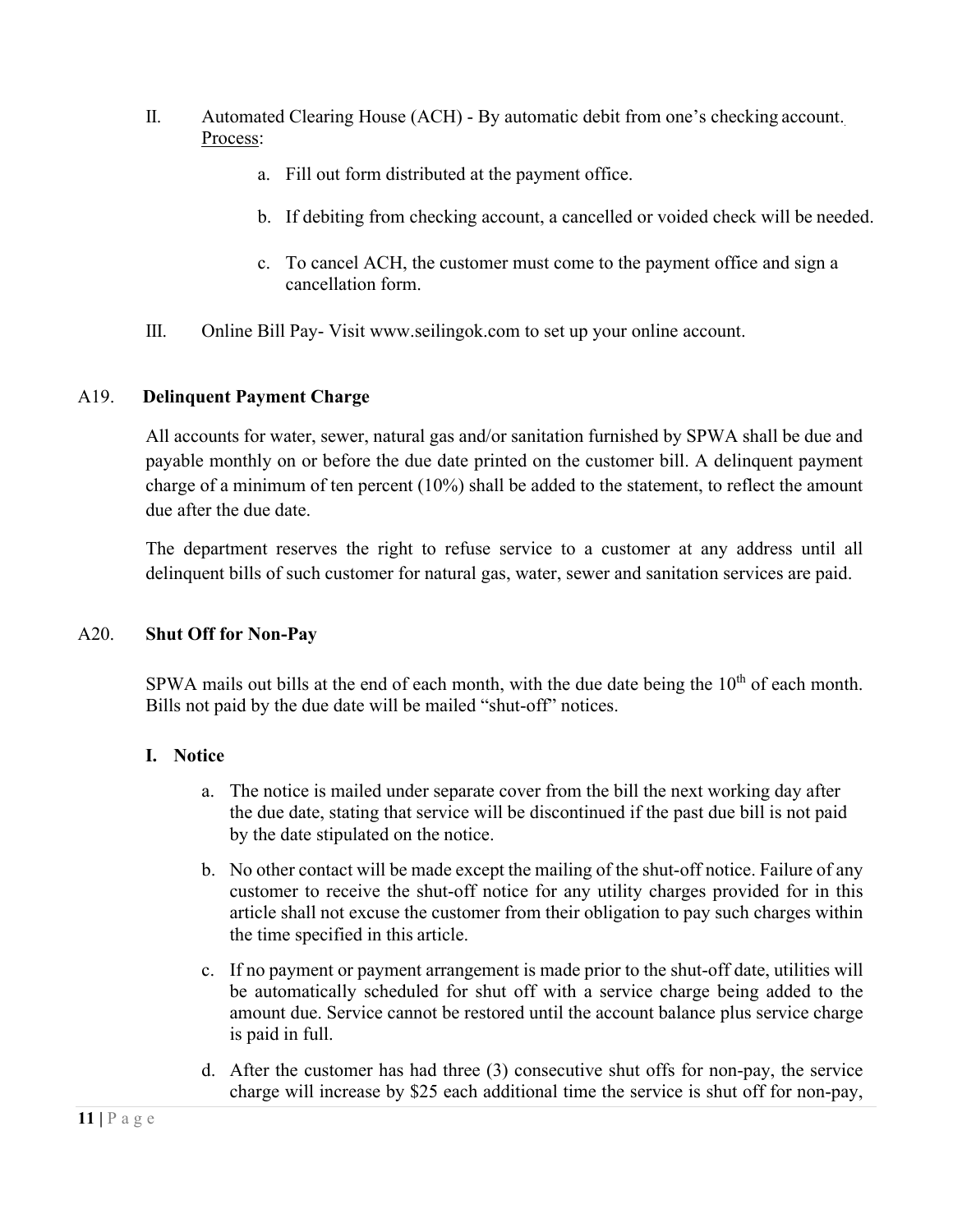II. Automated Clearing House (ACH) - By automatic debit from one's checking account. Process:

a. Fill out form distributed at the payment office.

b. If debiting from checking account, a cancelled or voided check will be needed.

c. To cancel ACH, the customer must come to the payment office and sign a cancellation form.

III. Online Bill Pay- Visit www.seilingok.com to set up your online account.

## A19. Delinquent Payment Charge

All accounts for water, sewer, natural gas and/or sanitation furnished by SPWA shall be due and payable monthly on or before the due date printed on the customer bill. A delinquent payment charge of a minimum of ten percent (10%) shall be added to the statement, to reflect the amount due after the due date.

The department reserves the right to refuse service to a customer at any address until all delinquent bills of such customer for natural gas, water, sewer and sanitation services are paid.

## A20. Shut Off for Non-Pay

SPWA mails out bills at the end of each month, with the due date being the 10th of each month. Bills not paid by the due date will be mailed "shut-off" notices.

### I. Notice

a. The notice is mailed under separate cover from the bill the next working day after the due date, stating that service will be discontinued if the past due bill is not paid by the date stipulated on the notice.

b. No other contact will be made except the mailing of the shut-off notice. Failure of any customer to receive the shut-off notice for any utility charges provided for in this article shall not excuse the customer from their obligation to pay such charges within the time specified in this article.

c. If no payment or payment arrangement is made prior to the shut-off date, utilities will be automatically scheduled for shut off with a service charge being added to the amount due. Service cannot be restored until the account balance plus service charge is paid in full.

d. After the customer has had three (3) consecutive shut offs for non-pay, the service charge will increase by $25 each additional time the service is shut off for non-pay,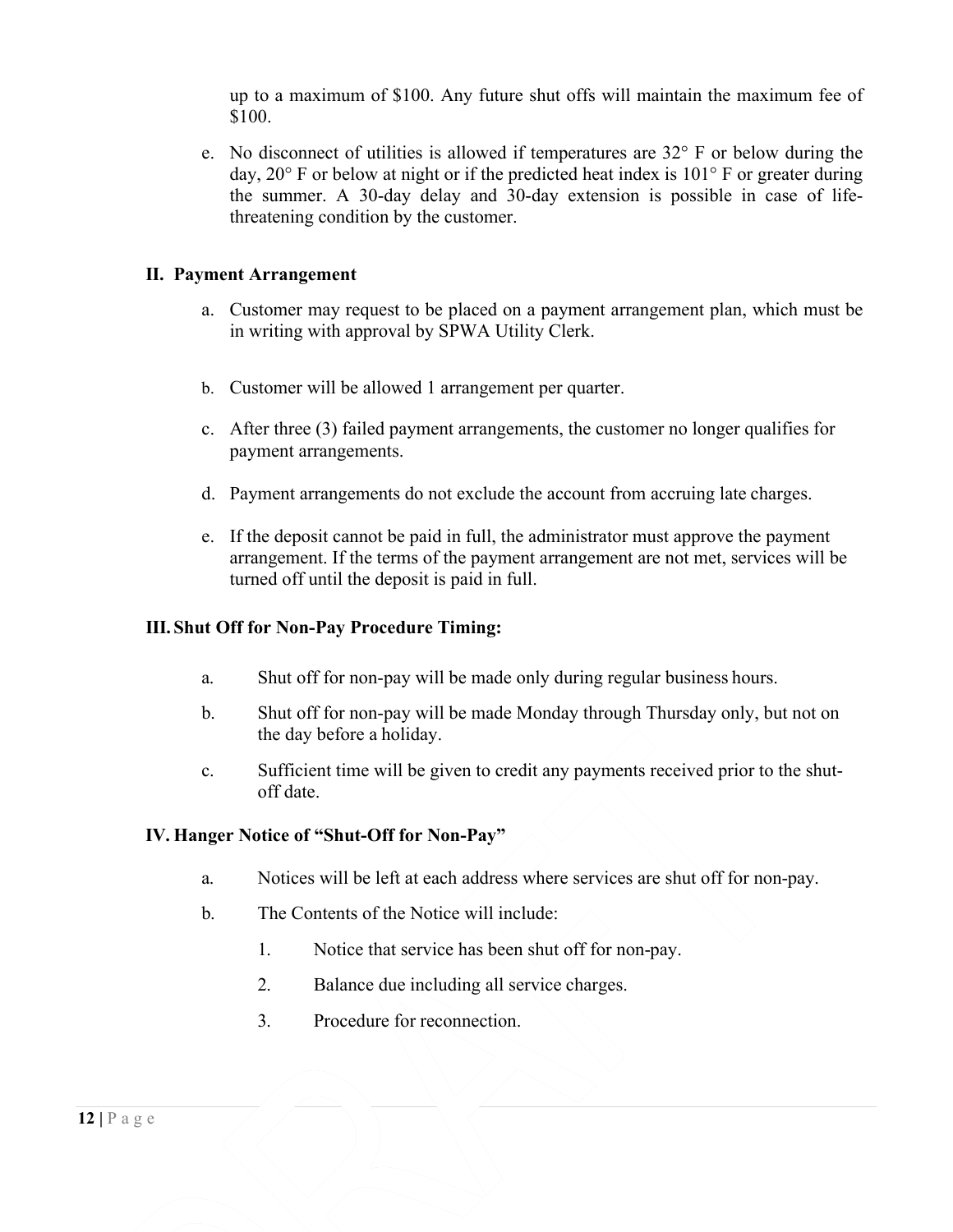up to a maximum of \$100. Any future shut offs will maintain the maximum fee of \$100.

e. No disconnect of utilities is allowed if temperatures are 32° F or below during the day, 20° F or below at night or if the predicted heat index is 101° F or greater during the summer. A 30-day delay and 30-day extension is possible in case of life-threatening condition by the customer.

## II. Payment Arrangement

a. Customer may request to be placed on a payment arrangement plan, which must be in writing with approval by SPWA Utility Clerk.

b. Customer will be allowed 1 arrangement per quarter.

c. After three (3) failed payment arrangements, the customer no longer qualifies for payment arrangements.

d. Payment arrangements do not exclude the account from accruing late charges.

e. If the deposit cannot be paid in full, the administrator must approve the payment arrangement. If the terms of the payment arrangement are not met, services will be turned off until the deposit is paid in full.

## III. Shut Off for Non-Pay Procedure Timing:

a. Shut off for non-pay will be made only during regular business hours.

b. Shut off for non-pay will be made Monday through Thursday only, but not on the day before a holiday.

c. Sufficient time will be given to credit any payments received prior to the shut-off date.

## IV. Hanger Notice of "Shut-Off for Non-Pay"

a. Notices will be left at each address where services are shut off for non-pay.

b. The Contents of the Notice will include:

   1. Notice that service has been shut off for non-pay.
   2. Balance due including all service charges.
   3. Procedure for reconnection.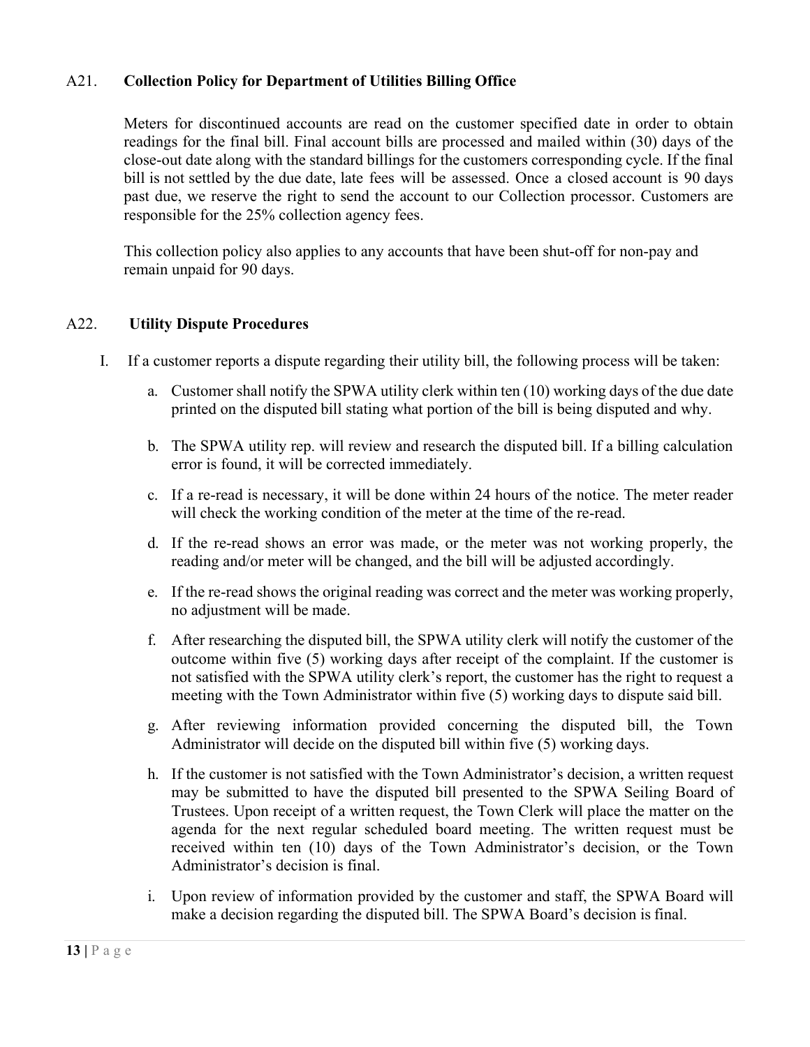## A21. Collection Policy for Department of Utilities Billing Office

Meters for discontinued accounts are read on the customer specified date in order to obtain readings for the final bill. Final account bills are processed and mailed within (30) days of the close-out date along with the standard billings for the customers corresponding cycle. If the final bill is not settled by the due date, late fees will be assessed. Once a closed account is 90 days past due, we reserve the right to send the account to our Collection processor. Customers are responsible for the 25% collection agency fees.

This collection policy also applies to any accounts that have been shut-off for non-pay and remain unpaid for 90 days.

## A22. Utility Dispute Procedures

I. If a customer reports a dispute regarding their utility bill, the following process will be taken:

a. Customer shall notify the SPWA utility clerk within ten (10) working days of the due date printed on the disputed bill stating what portion of the bill is being disputed and why.

b. The SPWA utility rep. will review and research the disputed bill. If a billing calculation error is found, it will be corrected immediately.

c. If a re-read is necessary, it will be done within 24 hours of the notice. The meter reader will check the working condition of the meter at the time of the re-read.

d. If the re-read shows an error was made, or the meter was not working properly, the reading and/or meter will be changed, and the bill will be adjusted accordingly.

e. If the re-read shows the original reading was correct and the meter was working properly, no adjustment will be made.

f. After researching the disputed bill, the SPWA utility clerk will notify the customer of the outcome within five (5) working days after receipt of the complaint. If the customer is not satisfied with the SPWA utility clerk's report, the customer has the right to request a meeting with the Town Administrator within five (5) working days to dispute said bill.

g. After reviewing information provided concerning the disputed bill, the Town Administrator will decide on the disputed bill within five (5) working days.

h. If the customer is not satisfied with the Town Administrator's decision, a written request may be submitted to have the disputed bill presented to the SPWA Seiling Board of Trustees. Upon receipt of a written request, the Town Clerk will place the matter on the agenda for the next regular scheduled board meeting. The written request must be received within ten (10) days of the Town Administrator's decision, or the Town Administrator's decision is final.

i. Upon review of information provided by the customer and staff, the SPWA Board will make a decision regarding the disputed bill. The SPWA Board's decision is final.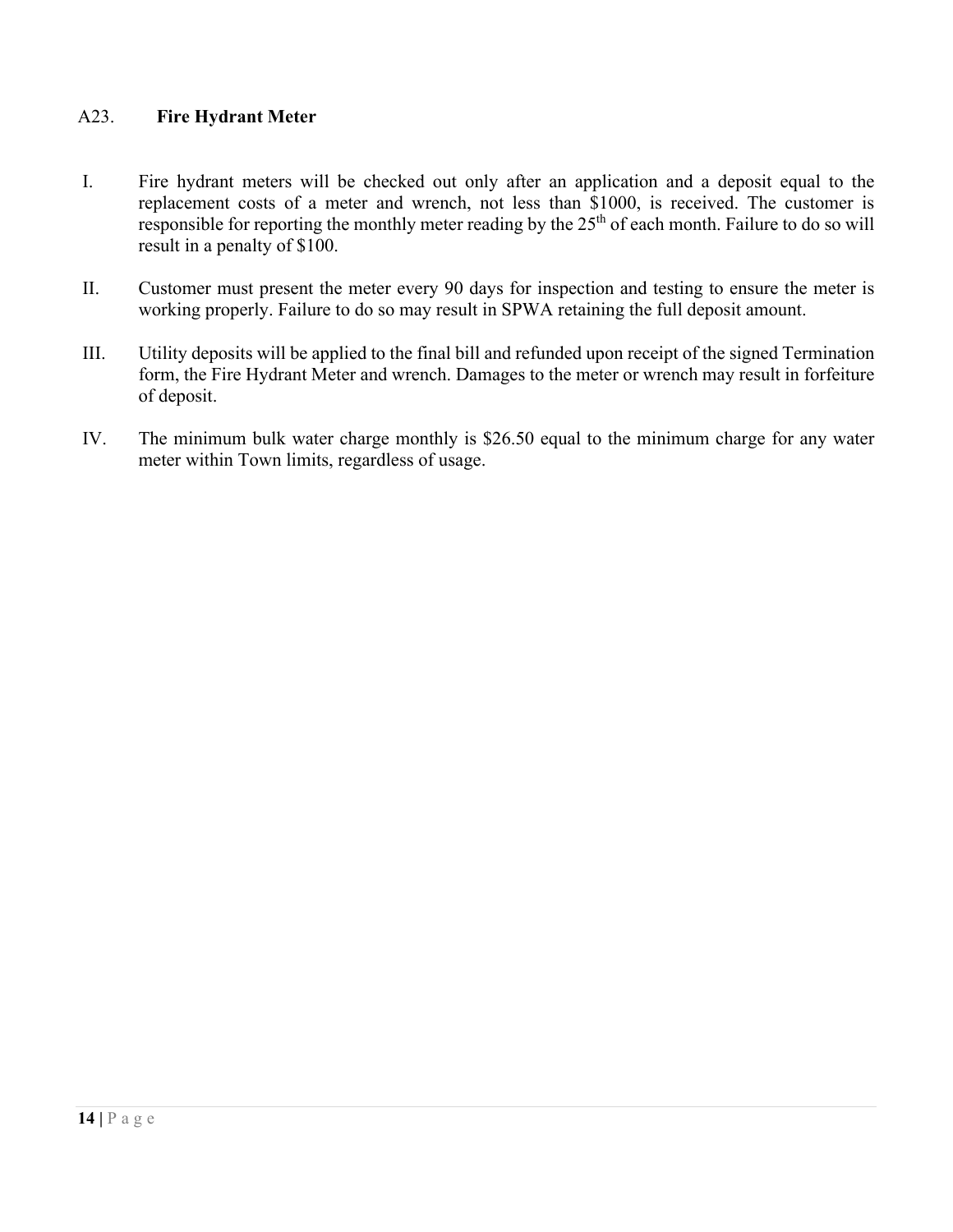## A23. **Fire Hydrant Meter**

I. Fire hydrant meters will be checked out only after an application and a deposit equal to the replacement costs of a meter and wrench, not less than $1000, is received. The customer is responsible for reporting the monthly meter reading by the 25th of each month. Failure to do so will result in a penalty of $100.

II. Customer must present the meter every 90 days for inspection and testing to ensure the meter is working properly. Failure to do so may result in SPWA retaining the full deposit amount.

III. Utility deposits will be applied to the final bill and refunded upon receipt of the signed Termination form, the Fire Hydrant Meter and wrench. Damages to the meter or wrench may result in forfeiture of deposit.

IV. The minimum bulk water charge monthly is $26.50 equal to the minimum charge for any water meter within Town limits, regardless of usage.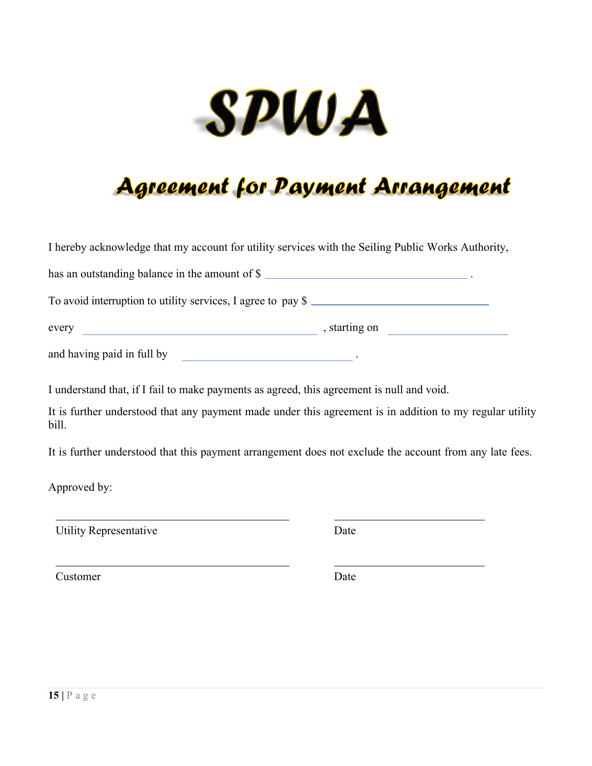# SPWA

## Agreement for Payment Arrangement

I hereby acknowledge that my account for utility services with the Seiling Public Works Authority,

has an outstanding balance in the amount of $ ________________________________ .

To avoid interruption to utility services, I agree to pay $ ____________________________

every ____________________________________ , starting on ____________________

and having paid in full by ____________________________ .

I understand that, if I fail to make payments as agreed, this agreement is null and void.

It is further understood that any payment made under this agreement is in addition to my regular utility bill.

It is further understood that this payment arrangement does not exclude the account from any late fees.

Approved by:

______________________________________ ________________________

Utility Representative Date

______________________________________ ________________________

Customer Date